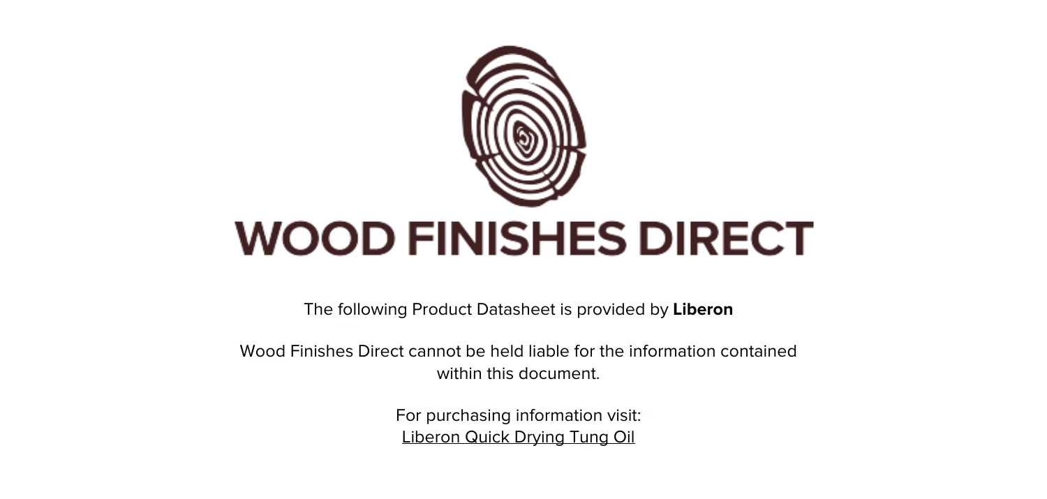# WOOD FINISHES DIRECT

The following Product Datasheet is provided by **Liberon**

Wood Finishes Direct cannot be held liable for the information contained within this document.

For purchasing information visit:
Liberon Quick Drying Tung Oil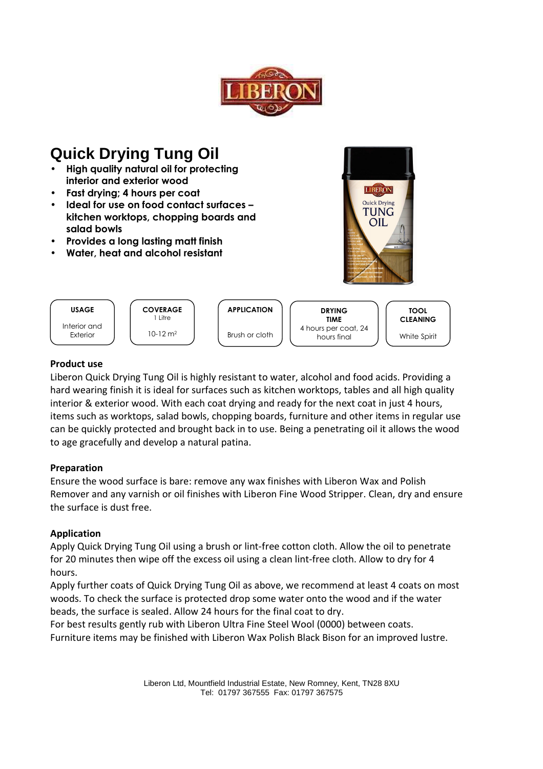LIBERON

# Quick Drying Tung Oil

- **High quality natural oil for protecting interior and exterior wood**
- **Fast drying; 4 hours per coat**
- **Ideal for use on food contact surfaces – kitchen worktops, chopping boards and salad bowls**
- **Provides a long lasting matt finish**
- **Water, heat and alcohol resistant**

| USAGE | COVERAGE | APPLICATION | DRYING TIME | TOOL CLEANING |
|---|---|---|---|---|
| Interior and Exterior | 1 Litre 10-12 $m^2$ | Brush or cloth | 4 hours per coat, 24 hours final | White Spirit |

**Product use**

Liberon Quick Drying Tung Oil is highly resistant to water, alcohol and food acids. Providing a hard wearing finish it is ideal for surfaces such as kitchen worktops, tables and all high quality interior & exterior wood. With each coat drying and ready for the next coat in just 4 hours, items such as worktops, salad bowls, chopping boards, furniture and other items in regular use can be quickly protected and brought back in to use. Being a penetrating oil it allows the wood to age gracefully and develop a natural patina.

**Preparation**

Ensure the wood surface is bare: remove any wax finishes with Liberon Wax and Polish Remover and any varnish or oil finishes with Liberon Fine Wood Stripper. Clean, dry and ensure the surface is dust free.

**Application**

Apply Quick Drying Tung Oil using a brush or lint-free cotton cloth. Allow the oil to penetrate for 20 minutes then wipe off the excess oil using a clean lint-free cloth. Allow to dry for 4 hours.

Apply further coats of Quick Drying Tung Oil as above, we recommend at least 4 coats on most woods. To check the surface is protected drop some water onto the wood and if the water beads, the surface is sealed. Allow 24 hours for the final coat to dry.

For best results gently rub with Liberon Ultra Fine Steel Wool (0000) between coats.

Furniture items may be finished with Liberon Wax Polish Black Bison for an improved lustre.

Liberon Ltd, Mountfield Industrial Estate, New Romney, Kent, TN28 8XU
Tel: 01797 367555 Fax: 01797 367575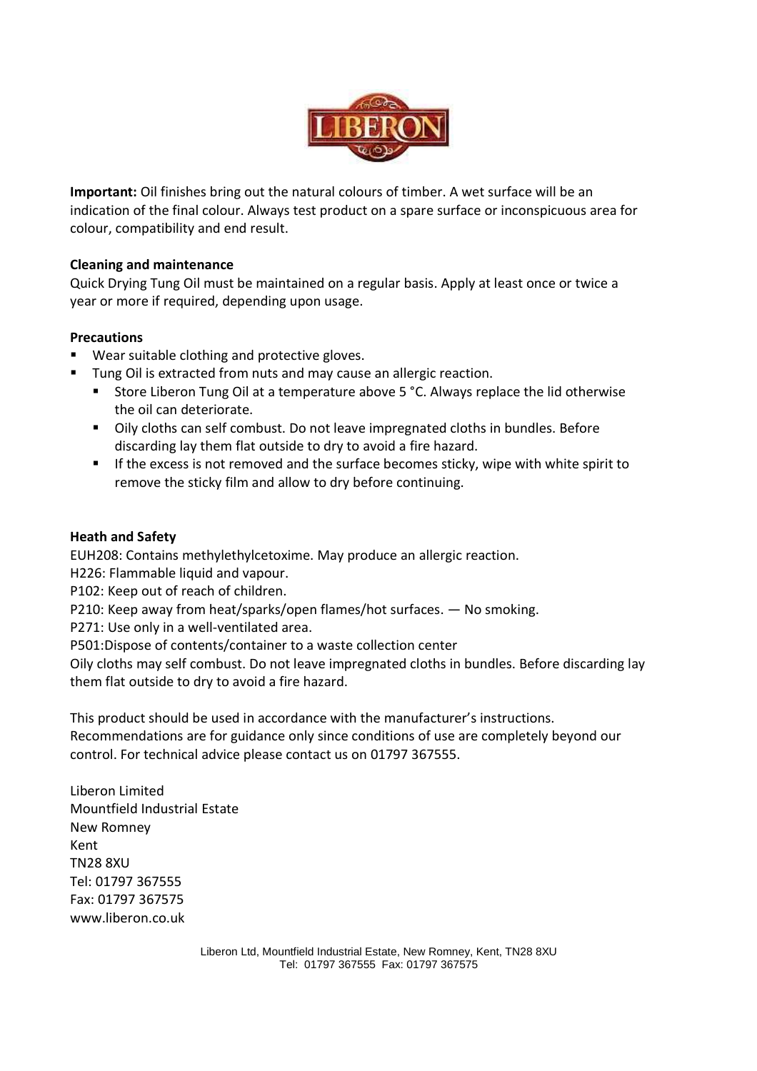**Important:** Oil finishes bring out the natural colours of timber. A wet surface will be an indication of the final colour. Always test product on a spare surface or inconspicuous area for colour, compatibility and end result.

**Cleaning and maintenance**
Quick Drying Tung Oil must be maintained on a regular basis. Apply at least once or twice a year or more if required, depending upon usage.

**Precautions**

- Wear suitable clothing and protective gloves.
- Tung Oil is extracted from nuts and may cause an allergic reaction.
  - Store Liberon Tung Oil at a temperature above 5 °C. Always replace the lid otherwise the oil can deteriorate.
  - Oily cloths can self combust. Do not leave impregnated cloths in bundles. Before discarding lay them flat outside to dry to avoid a fire hazard.
  - If the excess is not removed and the surface becomes sticky, wipe with white spirit to remove the sticky film and allow to dry before continuing.

**Heath and Safety**
EUH208: Contains methylethylcetoxime. May produce an allergic reaction.
H226: Flammable liquid and vapour.
P102: Keep out of reach of children.
P210: Keep away from heat/sparks/open flames/hot surfaces. — No smoking.
P271: Use only in a well-ventilated area.
P501:Dispose of contents/container to a waste collection center
Oily cloths may self combust. Do not leave impregnated cloths in bundles. Before discarding lay them flat outside to dry to avoid a fire hazard.

This product should be used in accordance with the manufacturer's instructions. Recommendations are for guidance only since conditions of use are completely beyond our control. For technical advice please contact us on 01797 367555.

Liberon Limited
Mountfield Industrial Estate
New Romney
Kent
TN28 8XU
Tel: 01797 367555
Fax: 01797 367575
www.liberon.co.uk